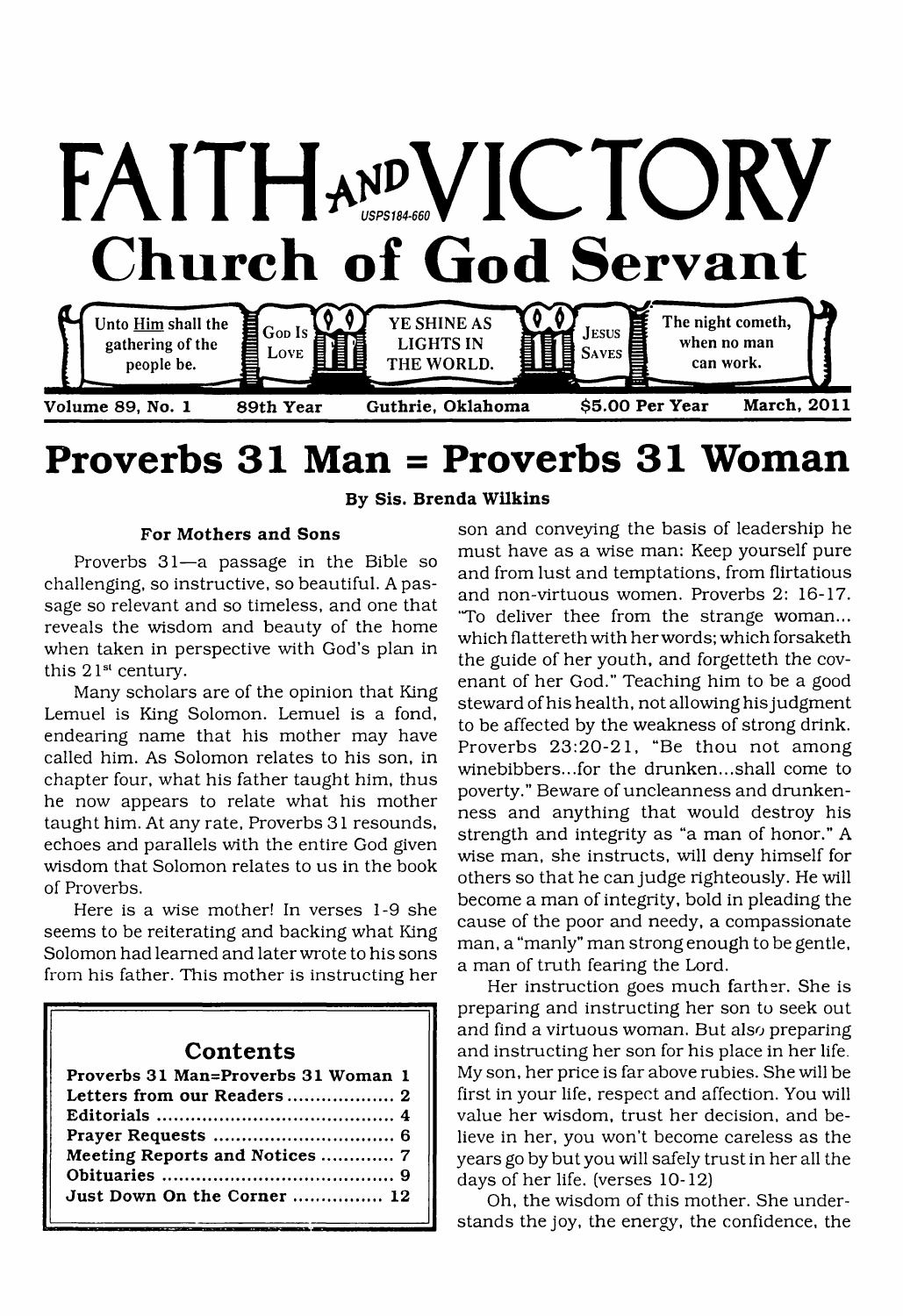# FAITH AND VICTORY

USPS184-660

## Church of God Servant

Unto Him shall the gathering of the people be. | GOD IS LOVE | YE SHINE AS LIGHTS IN THE WORLD. | JESUS SAVES | The night cometh, when no man can work.

**Volume 89, No. 1 — 89th Year — Guthrie, Oklahoma — $5.00 Per Year — March, 2011**

# Proverbs 31 Man = Proverbs 31 Woman

**By Sis. Brenda Wilkins**

### For Mothers and Sons

Proverbs 31—a passage in the Bible so challenging, so instructive, so beautiful. A passage so relevant and so timeless, and one that reveals the wisdom and beauty of the home when taken in perspective with God's plan in this 21st century.

Many scholars are of the opinion that King Lemuel is King Solomon. Lemuel is a fond, endearing name that his mother may have called him. As Solomon relates to his son, in chapter four, what his father taught him, thus he now appears to relate what his mother taught him. At any rate, Proverbs 31 resounds, echoes and parallels with the entire God given wisdom that Solomon relates to us in the book of Proverbs.

Here is a wise mother! In verses 1-9 she seems to be reiterating and backing what King Solomon had learned and later wrote to his sons from his father. This mother is instructing her son and conveying the basis of leadership he must have as a wise man: Keep yourself pure and from lust and temptations, from flirtatious and non-virtuous women. Proverbs 2: 16-17. "To deliver thee from the strange woman... which flattereth with her words; which forsaketh the guide of her youth, and forgetteth the covenant of her God." Teaching him to be a good steward of his health, not allowing his judgment to be affected by the weakness of strong drink. Proverbs 23:20-21, "Be thou not among winebibbers...for the drunken...shall come to poverty." Beware of uncleanness and drunkenness and anything that would destroy his strength and integrity as "a man of honor." A wise man, she instructs, will deny himself for others so that he can judge righteously. He will become a man of integrity, bold in pleading the cause of the poor and needy, a compassionate man, a "manly" man strong enough to be gentle, a man of truth fearing the Lord.

Her instruction goes much farther. She is preparing and instructing her son to seek out and find a virtuous woman. But also preparing and instructing her son for his place in her life. My son, her price is far above rubies. She will be first in your life, respect and affection. You will value her wisdom, trust her decision, and believe in her, you won't become careless as the years go by but you will safely trust in her all the days of her life. (verses 10-12)

Oh, the wisdom of this mother. She understands the joy, the energy, the confidence, the

| Contents | |
|---|---|
| Proverbs 31 Man=Proverbs 31 Woman | 1 |
| Letters from our Readers | 2 |
| Editorials | 4 |
| Prayer Requests | 6 |
| Meeting Reports and Notices | 7 |
| Obituaries | 9 |
| Just Down On the Corner | 12 |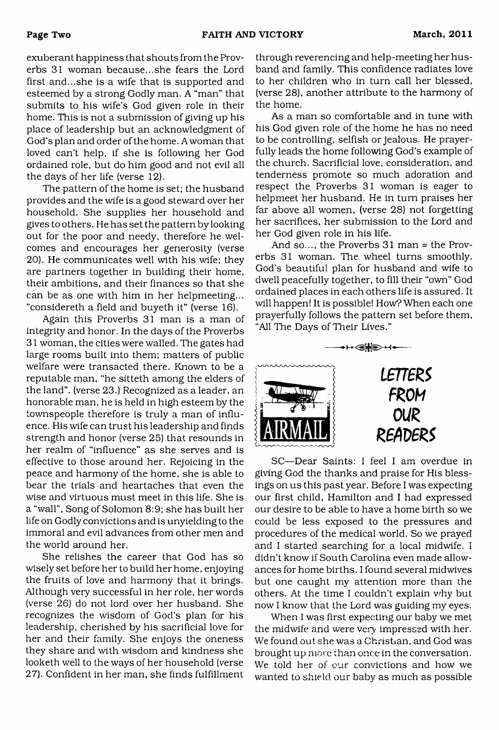exuberant happiness that shouts from the Proverbs 31 woman because...she fears the Lord first and...she is a wife that is supported and esteemed by a strong Godly man. A "man" that submits to his wife's God given role in their home. This is not a submission of giving up his place of leadership but an acknowledgment of God's plan and order of the home. A woman that loved can't help, if she is following her God ordained role, but do him good and not evil all the days of her life (verse 12).

The pattern of the home is set; the husband provides and the wife is a good steward over her household. She supplies her household and gives to others. He has set the pattern by looking out for the poor and needy, therefore he welcomes and encourages her generosity (verse 20). He communicates well with his wife; they are partners together in building their home, their ambitions, and their finances so that she can be as one with him in her helpmeeting... "considereth a field and buyeth it" (verse 16).

Again this Proverbs 31 man is a man of integrity and honor. In the days of the Proverbs 31 woman, the cities were walled. The gates had large rooms built into them; matters of public welfare were transacted there. Known to be a reputable man, "he sitteth among the elders of the land". (verse 23.) Recognized as a leader, an honorable man, he is held in high esteem by the townspeople therefore is truly a man of influence. His wife can trust his leadership and finds strength and honor (verse 25) that resounds in her realm of "influence" as she serves and is effective to those around her. Rejoicing in the peace and harmony of the home, she is able to bear the trials and heartaches that even the wise and virtuous must meet in this life. She is a "wall", Song of Solomon 8:9; she has built her life on Godly convictions and is unyielding to the immoral and evil advances from other men and the world around her.

She relishes the career that God has so wisely set before her to build her home, enjoying the fruits of love and harmony that it brings. Although very successful in her role, her words (verse 26) do not lord over her husband. She recognizes the wisdom of God's plan for his leadership, cherished by his sacrificial love for her and their family. She enjoys the oneness they share and with wisdom and kindness she looketh well to the ways of her household (verse 27). Confident in her man, she finds fulfillment through reverencing and help-meeting her husband and family. This confidence radiates love to her children who in turn call her blessed, (verse 28), another attribute to the harmony of the home.

As a man so comfortable and in tune with his God given role of the home he has no need to be controlling, selfish or jealous. He prayerfully leads the home following God's example of the church. Sacrificial love, consideration, and tenderness promote so much adoration and respect the Proverbs 31 woman is eager to helpmeet her husband. He in turn praises her far above all women, (verse 28) not forgetting her sacrifices, her submission to the Lord and her God given role in his life.

And so..., the Proverbs 31 man = the Proverbs 31 woman. The wheel turns smoothly. God's beautiful plan for husband and wife to dwell peacefully together, to fill their "own" God ordained places in each others life is assured. It will happen! It is possible! How? When each one prayerfully follows the pattern set before them, "All The Days of Their Lives."

## LETTERS FROM OUR READERS

SC—Dear Saints: I feel I am overdue in giving God the thanks and praise for His blessings on us this past year. Before I was expecting our first child, Hamilton and I had expressed our desire to be able to have a home birth so we could be less exposed to the pressures and procedures of the medical world. So we prayed and I started searching for a local midwife. I didn't know if South Carolina even made allowances for home births. I found several midwives but one caught my attention more than the others. At the time I couldn't explain why but now I know that the Lord was guiding my eyes.

When I was first expecting our baby we met the midwife and were very impressed with her. We found out she was a Christian, and God was brought up more than once in the conversation. We told her of our convictions and how we wanted to shield our baby as much as possible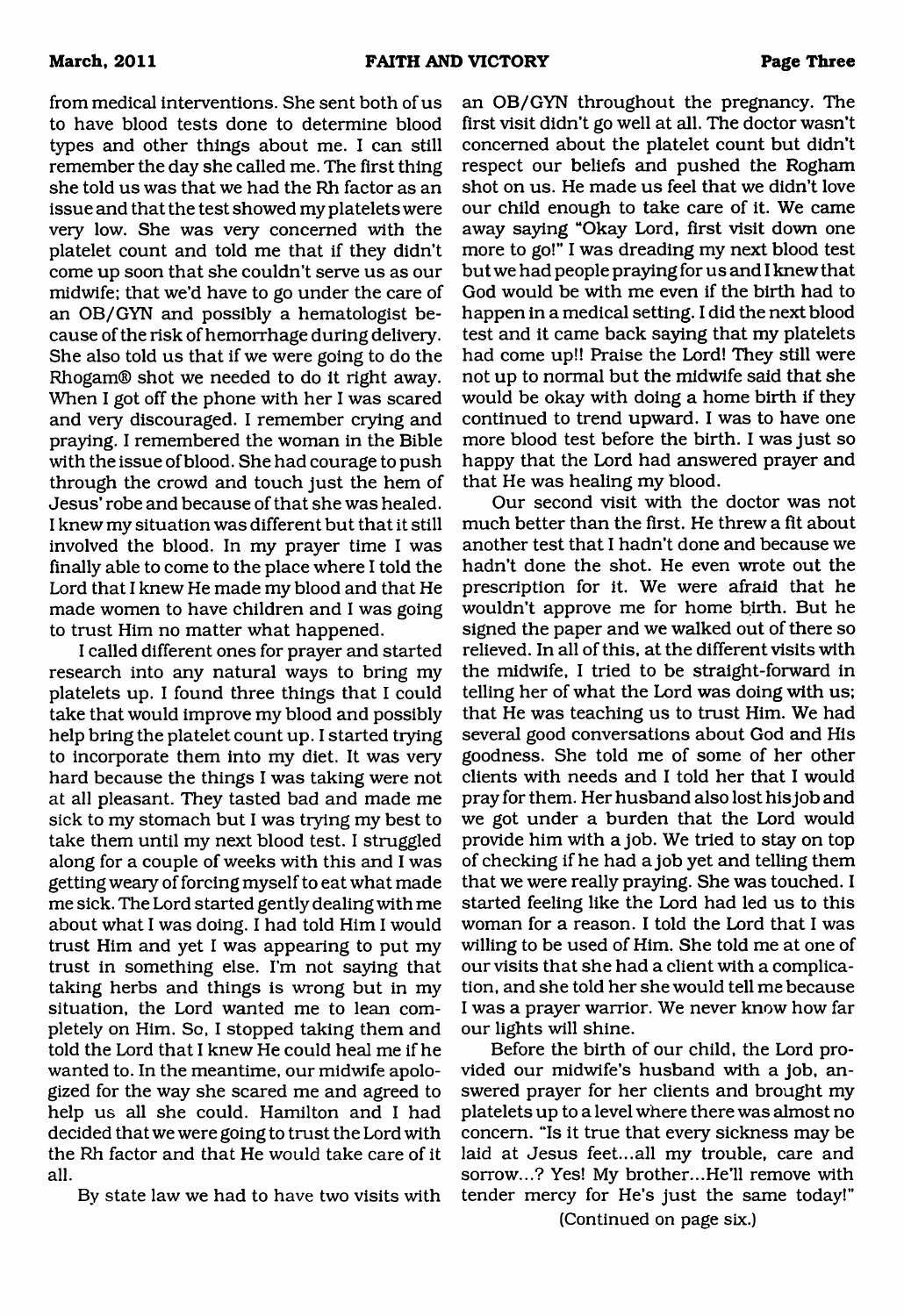from medical interventions. She sent both of us to have blood tests done to determine blood types and other things about me. I can still remember the day she called me. The first thing she told us was that we had the Rh factor as an issue and that the test showed my platelets were very low. She was very concerned with the platelet count and told me that if they didn't come up soon that she couldn't serve us as our midwife; that we'd have to go under the care of an OB/GYN and possibly a hematologist because of the risk of hemorrhage during delivery. She also told us that if we were going to do the Rhogam® shot we needed to do it right away. When I got off the phone with her I was scared and very discouraged. I remember crying and praying. I remembered the woman in the Bible with the issue of blood. She had courage to push through the crowd and touch just the hem of Jesus' robe and because of that she was healed. I knew my situation was different but that it still involved the blood. In my prayer time I was finally able to come to the place where I told the Lord that I knew He made my blood and that He made women to have children and I was going to trust Him no matter what happened.

I called different ones for prayer and started research into any natural ways to bring my platelets up. I found three things that I could take that would improve my blood and possibly help bring the platelet count up. I started trying to incorporate them into my diet. It was very hard because the things I was taking were not at all pleasant. They tasted bad and made me sick to my stomach but I was trying my best to take them until my next blood test. I struggled along for a couple of weeks with this and I was getting weary of forcing myself to eat what made me sick. The Lord started gently dealing with me about what I was doing. I had told Him I would trust Him and yet I was appearing to put my trust in something else. I'm not saying that taking herbs and things is wrong but in my situation, the Lord wanted me to lean completely on Him. So, I stopped taking them and told the Lord that I knew He could heal me if he wanted to. In the meantime, our midwife apologized for the way she scared me and agreed to help us all she could. Hamilton and I had decided that we were going to trust the Lord with the Rh factor and that He would take care of it all.

By state law we had to have two visits with an OB/GYN throughout the pregnancy. The first visit didn't go well at all. The doctor wasn't concerned about the platelet count but didn't respect our beliefs and pushed the Rogham shot on us. He made us feel that we didn't love our child enough to take care of it. We came away saying "Okay Lord, first visit down one more to go!" I was dreading my next blood test but we had people praying for us and I knew that God would be with me even if the birth had to happen in a medical setting. I did the next blood test and it came back saying that my platelets had come up!! Praise the Lord! They still were not up to normal but the midwife said that she would be okay with doing a home birth if they continued to trend upward. I was to have one more blood test before the birth. I was just so happy that the Lord had answered prayer and that He was healing my blood.

Our second visit with the doctor was not much better than the first. He threw a fit about another test that I hadn't done and because we hadn't done the shot. He even wrote out the prescription for it. We were afraid that he wouldn't approve me for home birth. But he signed the paper and we walked out of there so relieved. In all of this, at the different visits with the midwife, I tried to be straight-forward in telling her of what the Lord was doing with us; that He was teaching us to trust Him. We had several good conversations about God and His goodness. She told me of some of her other clients with needs and I told her that I would pray for them. Her husband also lost his job and we got under a burden that the Lord would provide him with a job. We tried to stay on top of checking if he had a job yet and telling them that we were really praying. She was touched. I started feeling like the Lord had led us to this woman for a reason. I told the Lord that I was willing to be used of Him. She told me at one of our visits that she had a client with a complication, and she told her she would tell me because I was a prayer warrior. We never know how far our lights will shine.

Before the birth of our child, the Lord provided our midwife's husband with a job, answered prayer for her clients and brought my platelets up to a level where there was almost no concern. "Is it true that every sickness may be laid at Jesus feet...all my trouble, care and sorrow...? Yes! My brother...He'll remove with tender mercy for He's just the same today!"

(Continued on page six.)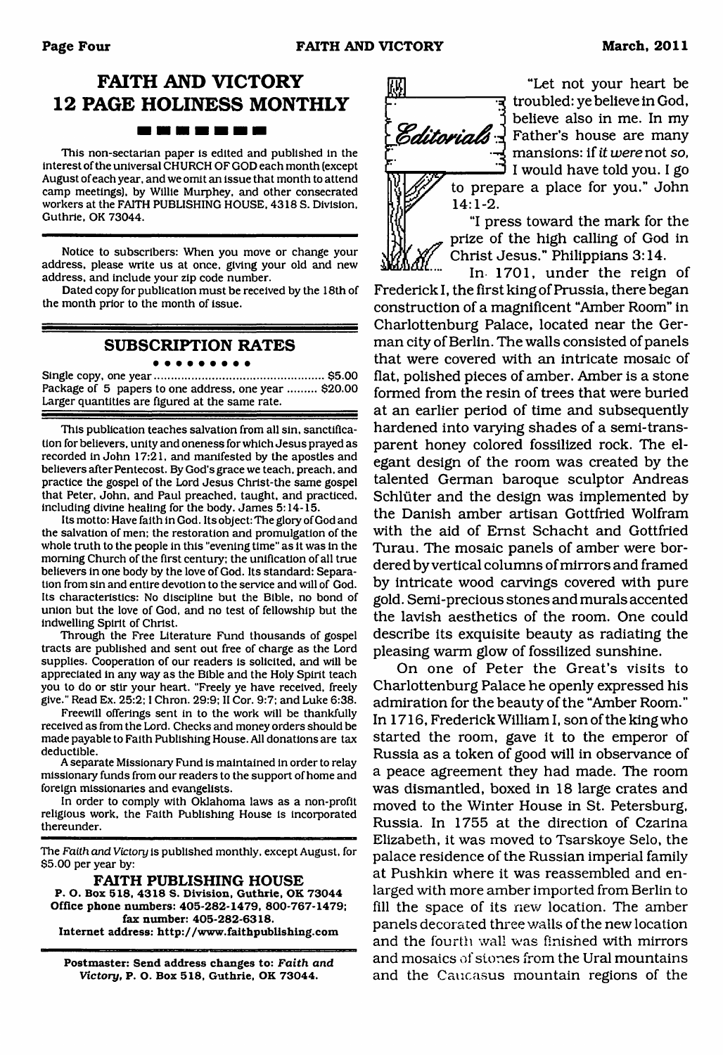# FAITH AND VICTORY 12 PAGE HOLINESS MONTHLY

This non-sectarian paper is edited and published in the interest of the universal CHURCH OF GOD each month (except August of each year, and we omit an issue that month to attend camp meetings), by Willie Murphey, and other consecrated workers at the FAITH PUBLISHING HOUSE, 4318 S. Division, Guthrie, OK 73044.

Notice to subscribers: When you move or change your address, please write us at once, giving your old and new address, and include your zip code number.

Dated copy for publication must be received by the 18th of the month prior to the month of issue.

## SUBSCRIPTION RATES

Single copy, one year .......................................... $5.00
Package of 5 papers to one address, one year ......... $20.00
Larger quantities are figured at the same rate.

This publication teaches salvation from all sin, sanctification for believers, unity and oneness for which Jesus prayed as recorded in John 17:21, and manifested by the apostles and believers after Pentecost. By God's grace we teach, preach, and practice the gospel of the Lord Jesus Christ-the same gospel that Peter, John, and Paul preached, taught, and practiced, including divine healing for the body. James 5:14-15.

Its motto: Have faith in God. Its object: The glory of God and the salvation of men; the restoration and promulgation of the whole truth to the people in this "evening time" as it was in the morning Church of the first century; the unification of all true believers in one body by the love of God. Its standard: Separation from sin and entire devotion to the service and will of God. Its characteristics: No discipline but the Bible, no bond of union but the love of God, and no test of fellowship but the indwelling Spirit of Christ.

Through the Free Literature Fund thousands of gospel tracts are published and sent out free of charge as the Lord supplies. Cooperation of our readers is solicited, and will be appreciated in any way as the Bible and the Holy Spirit teach you to do or stir your heart. "Freely ye have received, freely give." Read Ex. 25:2; I Chron. 29:9; II Cor. 9:7; and Luke 6:38.

Freewill offerings sent in to the work will be thankfully received as from the Lord. Checks and money orders should be made payable to Faith Publishing House. All donations are tax deductible.

A separate Missionary Fund is maintained in order to relay missionary funds from our readers to the support of home and foreign missionaries and evangelists.

In order to comply with Oklahoma laws as a non-profit religious work, the Faith Publishing House is incorporated thereunder.

The *Faith and Victory* is published monthly, except August, for $5.00 per year by:

**FAITH PUBLISHING HOUSE**
**P. O. Box 518, 4318 S. Division, Guthrie, OK 73044**
**Office phone numbers: 405-282-1479, 800-767-1479; fax number: 405-282-6318.**
**Internet address: http://www.faithpublishing.com**

**Postmaster: Send address changes to: *Faith and Victory*, P. O. Box 518, Guthrie, OK 73044.**

## Editorials

"Let not your heart be troubled: ye believe in God, believe also in me. In my Father's house are many mansions: if *it were* not *so*, I would have told you. I go to prepare a place for you." John 14:1-2.

"I press toward the mark for the prize of the high calling of God in Christ Jesus." Philippians 3:14.

In 1701, under the reign of Frederick I, the first king of Prussia, there began construction of a magnificent "Amber Room" in Charlottenburg Palace, located near the German city of Berlin. The walls consisted of panels that were covered with an intricate mosaic of flat, polished pieces of amber. Amber is a stone formed from the resin of trees that were buried at an earlier period of time and subsequently hardened into varying shades of a semi-transparent honey colored fossilized rock. The elegant design of the room was created by the talented German baroque sculptor Andreas Schlüter and the design was implemented by the Danish amber artisan Gottfried Wolfram with the aid of Ernst Schacht and Gottfried Turau. The mosaic panels of amber were bordered by vertical columns of mirrors and framed by intricate wood carvings covered with pure gold. Semi-precious stones and murals accented the lavish aesthetics of the room. One could describe its exquisite beauty as radiating the pleasing warm glow of fossilized sunshine.

On one of Peter the Great's visits to Charlottenburg Palace he openly expressed his admiration for the beauty of the "Amber Room." In 1716, Frederick William I, son of the king who started the room, gave it to the emperor of Russia as a token of good will in observance of a peace agreement they had made. The room was dismantled, boxed in 18 large crates and moved to the Winter House in St. Petersburg, Russia. In 1755 at the direction of Czarina Elizabeth, it was moved to Tsarskoye Selo, the palace residence of the Russian imperial family at Pushkin where it was reassembled and enlarged with more amber imported from Berlin to fill the space of its new location. The amber panels decorated three walls of the new location and the fourth wall was finished with mirrors and mosaics of stones from the Ural mountains and the Caucasus mountain regions of the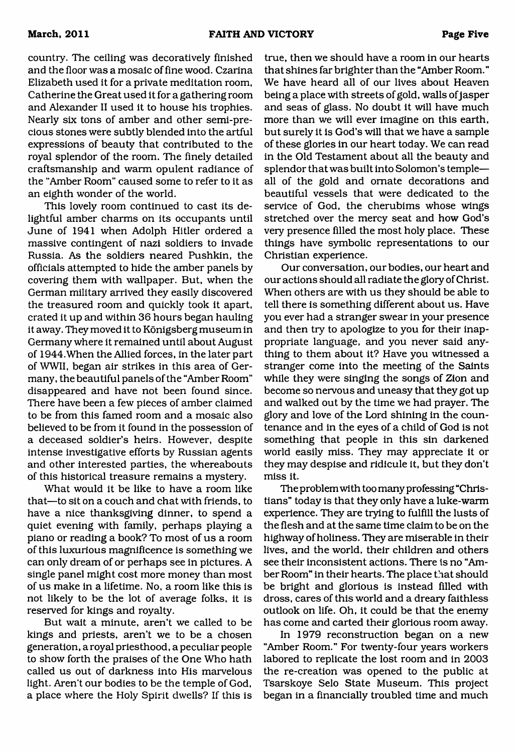country. The ceiling was decoratively finished and the floor was a mosaic of fine wood. Czarina Elizabeth used it for a private meditation room, Catherine the Great used it for a gathering room and Alexander II used it to house his trophies. Nearly six tons of amber and other semi-precious stones were subtly blended into the artful expressions of beauty that contributed to the royal splendor of the room. The finely detailed craftsmanship and warm opulent radiance of the "Amber Room" caused some to refer to it as an eighth wonder of the world.

This lovely room continued to cast its delightful amber charms on its occupants until June of 1941 when Adolph Hitler ordered a massive contingent of nazi soldiers to invade Russia. As the soldiers neared Pushkin, the officials attempted to hide the amber panels by covering them with wallpaper. But, when the German military arrived they easily discovered the treasured room and quickly took it apart, crated it up and within 36 hours began hauling it away. They moved it to Königsberg museum in Germany where it remained until about August of 1944. When the Allied forces, in the later part of WWII, began air strikes in this area of Germany, the beautiful panels of the "Amber Room" disappeared and have not been found since. There have been a few pieces of amber claimed to be from this famed room and a mosaic also believed to be from it found in the possession of a deceased soldier's heirs. However, despite intense investigative efforts by Russian agents and other interested parties, the whereabouts of this historical treasure remains a mystery.

What would it be like to have a room like that—to sit on a couch and chat with friends, to have a nice thanksgiving dinner, to spend a quiet evening with family, perhaps playing a piano or reading a book? To most of us a room of this luxurious magnificence is something we can only dream of or perhaps see in pictures. A single panel might cost more money than most of us make in a lifetime. No, a room like this is not likely to be the lot of average folks, it is reserved for kings and royalty.

But wait a minute, aren't we called to be kings and priests, aren't we to be a chosen generation, a royal priesthood, a peculiar people to show forth the praises of the One Who hath called us out of darkness into His marvelous light. Aren't our bodies to be the temple of God, a place where the Holy Spirit dwells? If this is true, then we should have a room in our hearts that shines far brighter than the "Amber Room." We have heard all of our lives about Heaven being a place with streets of gold, walls of jasper and seas of glass. No doubt it will have much more than we will ever imagine on this earth, but surely it is God's will that we have a sample of these glories in our heart today. We can read in the Old Testament about all the beauty and splendor that was built into Solomon's temple—all of the gold and ornate decorations and beautiful vessels that were dedicated to the service of God, the cherubims whose wings stretched over the mercy seat and how God's very presence filled the most holy place. These things have symbolic representations to our Christian experience.

Our conversation, our bodies, our heart and our actions should all radiate the glory of Christ. When others are with us they should be able to tell there is something different about us. Have you ever had a stranger swear in your presence and then try to apologize to you for their inappropriate language, and you never said anything to them about it? Have you witnessed a stranger come into the meeting of the Saints while they were singing the songs of Zion and become so nervous and uneasy that they got up and walked out by the time we had prayer. The glory and love of the Lord shining in the countenance and in the eyes of a child of God is not something that people in this sin darkened world easily miss. They may appreciate it or they may despise and ridicule it, but they don't miss it.

The problem with too many professing "Christians" today is that they only have a luke-warm experience. They are trying to fulfill the lusts of the flesh and at the same time claim to be on the highway of holiness. They are miserable in their lives, and the world, their children and others see their inconsistent actions. There is no "Amber Room" in their hearts. The place that should be bright and glorious is instead filled with dross, cares of this world and a dreary faithless outlook on life. Oh, it could be that the enemy has come and carted their glorious room away.

In 1979 reconstruction began on a new "Amber Room." For twenty-four years workers labored to replicate the lost room and in 2003 the re-creation was opened to the public at Tsarskoye Selo State Museum. This project began in a financially troubled time and much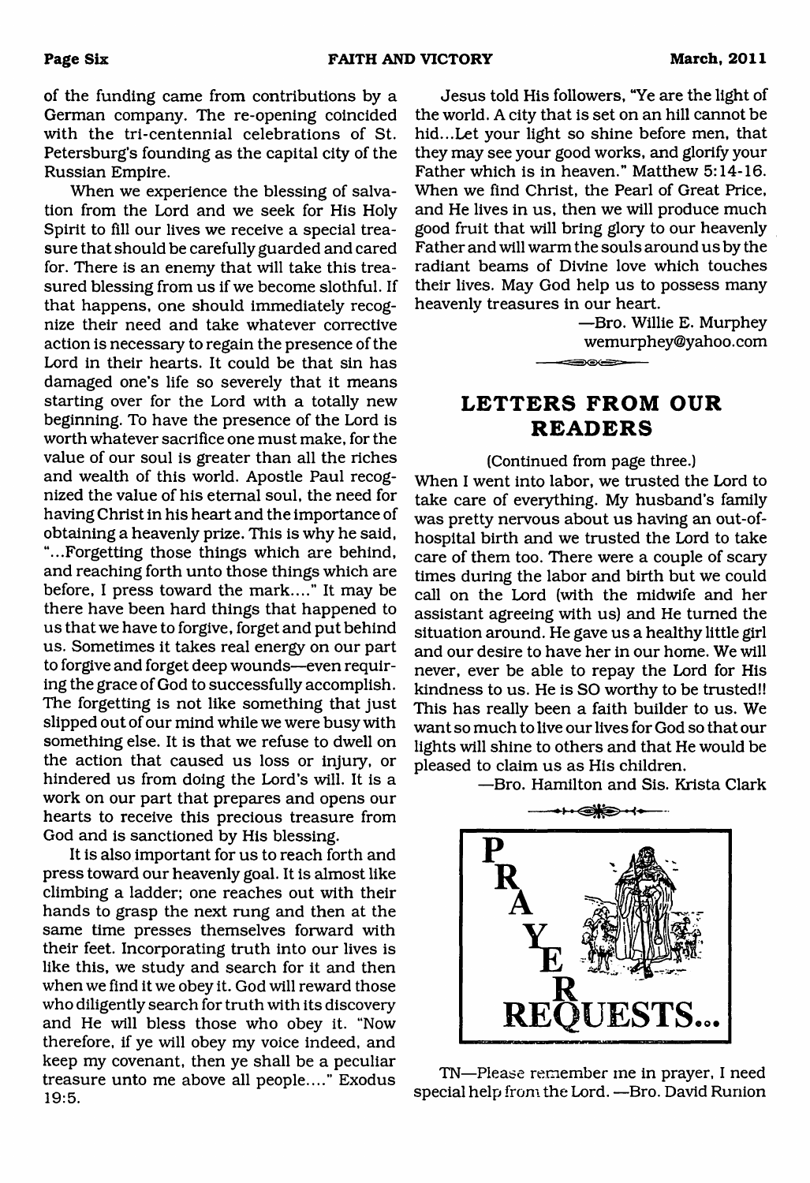of the funding came from contributions by a German company. The re-opening coincided with the tri-centennial celebrations of St. Petersburg's founding as the capital city of the Russian Empire.

When we experience the blessing of salvation from the Lord and we seek for His Holy Spirit to fill our lives we receive a special treasure that should be carefully guarded and cared for. There is an enemy that will take this treasured blessing from us if we become slothful. If that happens, one should immediately recognize their need and take whatever corrective action is necessary to regain the presence of the Lord in their hearts. It could be that sin has damaged one's life so severely that it means starting over for the Lord with a totally new beginning. To have the presence of the Lord is worth whatever sacrifice one must make, for the value of our soul is greater than all the riches and wealth of this world. Apostle Paul recognized the value of his eternal soul, the need for having Christ in his heart and the importance of obtaining a heavenly prize. This is why he said, "...Forgetting those things which are behind, and reaching forth unto those things which are before, I press toward the mark...." It may be there have been hard things that happened to us that we have to forgive, forget and put behind us. Sometimes it takes real energy on our part to forgive and forget deep wounds—even requiring the grace of God to successfully accomplish. The forgetting is not like something that just slipped out of our mind while we were busy with something else. It is that we refuse to dwell on the action that caused us loss or injury, or hindered us from doing the Lord's will. It is a work on our part that prepares and opens our hearts to receive this precious treasure from God and is sanctioned by His blessing.

It is also important for us to reach forth and press toward our heavenly goal. It is almost like climbing a ladder; one reaches out with their hands to grasp the next rung and then at the same time presses themselves forward with their feet. Incorporating truth into our lives is like this, we study and search for it and then when we find it we obey it. God will reward those who diligently search for truth with its discovery and He will bless those who obey it. "Now therefore, if ye will obey my voice indeed, and keep my covenant, then ye shall be a peculiar treasure unto me above all people...." Exodus 19:5.

Jesus told His followers, "Ye are the light of the world. A city that is set on an hill cannot be hid...Let your light so shine before men, that they may see your good works, and glorify your Father which is in heaven." Matthew 5:14-16. When we find Christ, the Pearl of Great Price, and He lives in us, then we will produce much good fruit that will bring glory to our heavenly Father and will warm the souls around us by the radiant beams of Divine love which touches their lives. May God help us to possess many heavenly treasures in our heart.

—Bro. Willie E. Murphey
wemurphey@yahoo.com

## LETTERS FROM OUR READERS

(Continued from page three.)

When I went into labor, we trusted the Lord to take care of everything. My husband's family was pretty nervous about us having an out-of-hospital birth and we trusted the Lord to take care of them too. There were a couple of scary times during the labor and birth but we could call on the Lord (with the midwife and her assistant agreeing with us) and He turned the situation around. He gave us a healthy little girl and our desire to have her in our home. We will never, ever be able to repay the Lord for His kindness to us. He is SO worthy to be trusted!! This has really been a faith builder to us. We want so much to live our lives for God so that our lights will shine to others and that He would be pleased to claim us as His children.

—Bro. Hamilton and Sis. Krista Clark

## PRAYER REQUESTS...

TN—Please remember me in prayer, I need special help from the Lord. —Bro. David Runion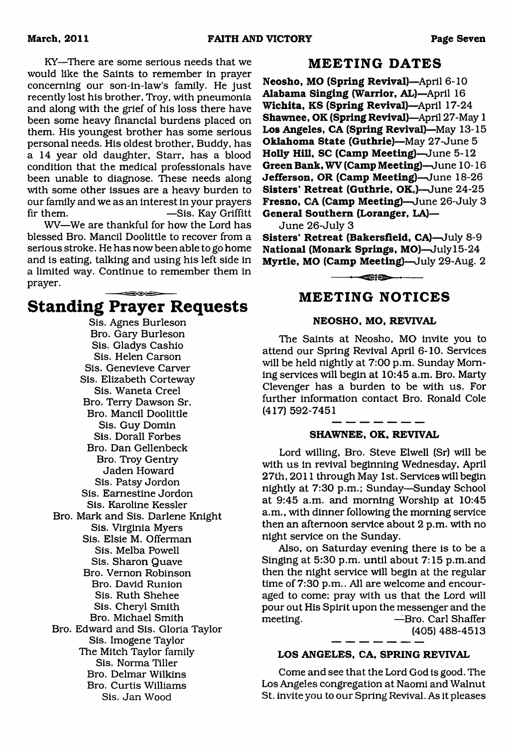KY—There are some serious needs that we would like the Saints to remember in prayer concerning our son-in-law's family. He just recently lost his brother, Troy, with pneumonia and along with the grief of his loss there have been some heavy financial burdens placed on them. His youngest brother has some serious personal needs. His oldest brother, Buddy, has a 14 year old daughter, Starr, has a blood condition that the medical professionals have been unable to diagnose. These needs along with some other issues are a heavy burden to our family and we as an interest in your prayers fir them. —Sis. Kay Griffitt

WV—We are thankful for how the Lord has blessed Bro. Mancil Doolittle to recover from a serious stroke. He has now been able to go home and is eating, talking and using his left side in a limited way. Continue to remember them in prayer.

## Standing Prayer Requests

Sis. Agnes Burleson
Bro. Gary Burleson
Sis. Gladys Cashio
Sis. Helen Carson
Sis. Genevieve Carver
Sis. Elizabeth Corteway
Sis. Waneta Creel
Bro. Terry Dawson Sr.
Bro. Mancil Doolittle
Sis. Guy Domin
Sis. Dorall Forbes
Bro. Dan Gellenbeck
Bro. Troy Gentry
Jaden Howard
Sis. Patsy Jordon
Sis. Earnestine Jordon
Sis. Karoline Kessler
Bro. Mark and Sis. Darlene Knight
Sis. Virginia Myers
Sis. Elsie M. Offerman
Sis. Melba Powell
Sis. Sharon Quave
Bro. Vernon Robinson
Bro. David Runion
Sis. Ruth Shehee
Sis. Cheryl Smith
Bro. Michael Smith
Bro. Edward and Sis. Gloria Taylor
Sis. Imogene Taylor
The Mitch Taylor family
Sis. Norma Tiller
Bro. Delmar Wilkins
Bro. Curtis Williams
Sis. Jan Wood

## MEETING DATES

**Neosho, MO (Spring Revival)**—April 6-10
**Alabama Singing (Warrior, AL)**—April 16
**Wichita, KS (Spring Revival)**—April 17-24
**Shawnee, OK (Spring Revival)**—April 27-May 1
**Los Angeles, CA (Spring Revival)**—May 13-15
**Oklahoma State (Guthrie)**—May 27-June 5
**Holly Hill, SC (Camp Meeting)**—June 5-12
**Green Bank, WV (Camp Meeting)**—June 10-16
**Jefferson, OR (Camp Meeting)**—June 18-26
**Sisters' Retreat (Guthrie, OK,)**—June 24-25
**Fresno, CA (Camp Meeting)**—June 26-July 3
**General Southern (Loranger, LA)**—June 26-July 3
**Sisters' Retreat (Bakersfield, CA)**—July 8-9
**National (Monark Springs, MO)**—July15-24
**Myrtle, MO (Camp Meeting)**—July 29-Aug. 2

## MEETING NOTICES

### NEOSHO, MO, REVIVAL

The Saints at Neosho, MO invite you to attend our Spring Revival April 6-10. Services will be held nightly at 7:00 p.m. Sunday Morning services will begin at 10:45 a.m. Bro. Marty Clevenger has a burden to be with us. For further information contact Bro. Ronald Cole (417) 592-7451

### SHAWNEE, OK, REVIVAL

Lord willing, Bro. Steve Elwell (Sr) will be with us in revival beginning Wednesday, April 27th, 2011 through May 1st. Services will begin nightly at 7:30 p.m.; Sunday—Sunday School at 9:45 a.m. and morning Worship at 10:45 a.m., with dinner following the morning service then an afternoon service about 2 p.m. with no night service on the Sunday.

Also, on Saturday evening there is to be a Singing at 5:30 p.m. until about 7:15 p.m.and then the night service will begin at the regular time of 7:30 p.m.. All are welcome and encouraged to come; pray with us that the Lord will pour out His Spirit upon the messenger and the meeting. —Bro. Carl Shaffer (405) 488-4513

### LOS ANGELES, CA, SPRING REVIVAL

Come and see that the Lord God is good. The Los Angeles congregation at Naomi and Walnut St. invite you to our Spring Revival. As it pleases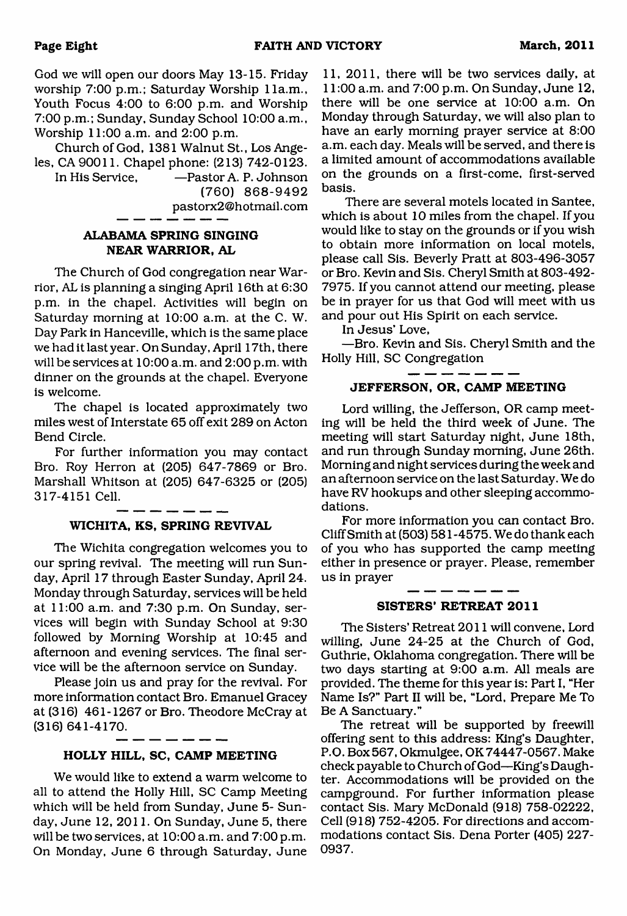God we will open our doors May 13-15. Friday worship 7:00 p.m.; Saturday Worship 11a.m., Youth Focus 4:00 to 6:00 p.m. and Worship 7:00 p.m.; Sunday, Sunday School 10:00 a.m., Worship 11:00 a.m. and 2:00 p.m.

Church of God, 1381 Walnut St., Los Angeles, CA 90011. Chapel phone: (213) 742-0123.

In His Service, —Pastor A. P. Johnson
(760) 868-9492
pastorx2@hotmail.com

---

### ALABAMA SPRING SINGING NEAR WARRIOR, AL

The Church of God congregation near Warrior, AL is planning a singing April 16th at 6:30 p.m. in the chapel. Activities will begin on Saturday morning at 10:00 a.m. at the C. W. Day Park in Hanceville, which is the same place we had it last year. On Sunday, April 17th, there will be services at 10:00 a.m. and 2:00 p.m. with dinner on the grounds at the chapel. Everyone is welcome.

The chapel is located approximately two miles west of Interstate 65 off exit 289 on Acton Bend Circle.

For further information you may contact Bro. Roy Herron at (205) 647-7869 or Bro. Marshall Whitson at (205) 647-6325 or (205) 317-4151 Cell.

---

### WICHITA, KS, SPRING REVIVAL

The Wichita congregation welcomes you to our spring revival. The meeting will run Sunday, April 17 through Easter Sunday, April 24. Monday through Saturday, services will be held at 11:00 a.m. and 7:30 p.m. On Sunday, services will begin with Sunday School at 9:30 followed by Morning Worship at 10:45 and afternoon and evening services. The final service will be the afternoon service on Sunday.

Please join us and pray for the revival. For more information contact Bro. Emanuel Gracey at (316) 461-1267 or Bro. Theodore McCray at (316) 641-4170.

---

### HOLLY HILL, SC, CAMP MEETING

We would like to extend a warm welcome to all to attend the Holly Hill, SC Camp Meeting which will be held from Sunday, June 5- Sunday, June 12, 2011. On Sunday, June 5, there will be two services, at 10:00 a.m. and 7:00 p.m. On Monday, June 6 through Saturday, June 11, 2011, there will be two services daily, at 11:00 a.m. and 7:00 p.m. On Sunday, June 12, there will be one service at 10:00 a.m. On Monday through Saturday, we will also plan to have an early morning prayer service at 8:00 a.m. each day. Meals will be served, and there is a limited amount of accommodations available on the grounds on a first-come, first-served basis.

There are several motels located in Santee, which is about 10 miles from the chapel. If you would like to stay on the grounds or if you wish to obtain more information on local motels, please call Sis. Beverly Pratt at 803-496-3057 or Bro. Kevin and Sis. Cheryl Smith at 803-492-7975. If you cannot attend our meeting, please be in prayer for us that God will meet with us and pour out His Spirit on each service.

In Jesus' Love,

—Bro. Kevin and Sis. Cheryl Smith and the Holly Hill, SC Congregation

---

### JEFFERSON, OR, CAMP MEETING

Lord willing, the Jefferson, OR camp meeting will be held the third week of June. The meeting will start Saturday night, June 18th, and run through Sunday morning, June 26th. Morning and night services during the week and an afternoon service on the last Saturday. We do have RV hookups and other sleeping accommodations.

For more information you can contact Bro. Cliff Smith at (503) 581-4575. We do thank each of you who has supported the camp meeting either in presence or prayer. Please, remember us in prayer

---

### SISTERS' RETREAT 2011

The Sisters' Retreat 2011 will convene, Lord willing, June 24-25 at the Church of God, Guthrie, Oklahoma congregation. There will be two days starting at 9:00 a.m. All meals are provided. The theme for this year is: Part I, "Her Name Is?" Part II will be, "Lord, Prepare Me To Be A Sanctuary."

The retreat will be supported by freewill offering sent to this address: King's Daughter, P.O. Box 567, Okmulgee, OK 74447-0567. Make check payable to Church of God—King's Daughter. Accommodations will be provided on the campground. For further information please contact Sis. Mary McDonald (918) 758-02222, Cell (918) 752-4205. For directions and accommodations contact Sis. Dena Porter (405) 227-0937.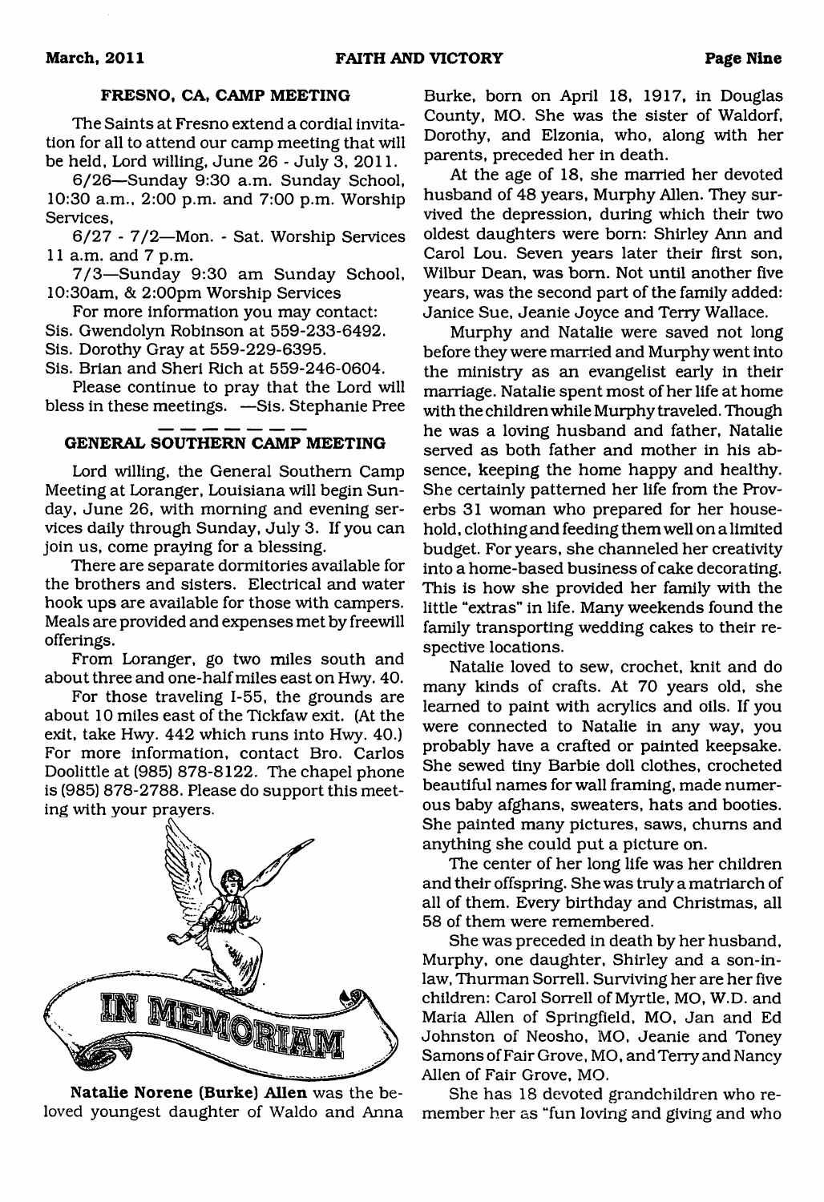### FRESNO, CA, CAMP MEETING

The Saints at Fresno extend a cordial invitation for all to attend our camp meeting that will be held, Lord willing, June 26 - July 3, 2011.

6/26—Sunday 9:30 a.m. Sunday School, 10:30 a.m., 2:00 p.m. and 7:00 p.m. Worship Services,

6/27 - 7/2—Mon. - Sat. Worship Services 11 a.m. and 7 p.m.

7/3—Sunday 9:30 am Sunday School, 10:30am, & 2:00pm Worship Services

For more information you may contact:
Sis. Gwendolyn Robinson at 559-233-6492.
Sis. Dorothy Gray at 559-229-6395.
Sis. Brian and Sheri Rich at 559-246-0604.

Please continue to pray that the Lord will bless in these meetings. —Sis. Stephanie Pree

### GENERAL SOUTHERN CAMP MEETING

Lord willing, the General Southern Camp Meeting at Loranger, Louisiana will begin Sunday, June 26, with morning and evening services daily through Sunday, July 3. If you can join us, come praying for a blessing.

There are separate dormitories available for the brothers and sisters. Electrical and water hook ups are available for those with campers. Meals are provided and expenses met by freewill offerings.

From Loranger, go two miles south and about three and one-half miles east on Hwy. 40.

For those traveling I-55, the grounds are about 10 miles east of the Tickfaw exit. (At the exit, take Hwy. 442 which runs into Hwy. 40.) For more information, contact Bro. Carlos Doolittle at (985) 878-8122. The chapel phone is (985) 878-2788. Please do support this meeting with your prayers.

## IN MEMORIAM

**Natalie Norene (Burke) Allen** was the beloved youngest daughter of Waldo and Anna Burke, born on April 18, 1917, in Douglas County, MO. She was the sister of Waldorf, Dorothy, and Elzonia, who, along with her parents, preceded her in death.

At the age of 18, she married her devoted husband of 48 years, Murphy Allen. They survived the depression, during which their two oldest daughters were born: Shirley Ann and Carol Lou. Seven years later their first son, Wilbur Dean, was born. Not until another five years, was the second part of the family added: Janice Sue, Jeanie Joyce and Terry Wallace.

Murphy and Natalie were saved not long before they were married and Murphy went into the ministry as an evangelist early in their marriage. Natalie spent most of her life at home with the children while Murphy traveled. Though he was a loving husband and father, Natalie served as both father and mother in his absence, keeping the home happy and healthy. She certainly patterned her life from the Proverbs 31 woman who prepared for her household, clothing and feeding them well on a limited budget. For years, she channeled her creativity into a home-based business of cake decorating. This is how she provided her family with the little "extras" in life. Many weekends found the family transporting wedding cakes to their respective locations.

Natalie loved to sew, crochet, knit and do many kinds of crafts. At 70 years old, she learned to paint with acrylics and oils. If you were connected to Natalie in any way, you probably have a crafted or painted keepsake. She sewed tiny Barbie doll clothes, crocheted beautiful names for wall framing, made numerous baby afghans, sweaters, hats and booties. She painted many pictures, saws, churns and anything she could put a picture on.

The center of her long life was her children and their offspring. She was truly a matriarch of all of them. Every birthday and Christmas, all 58 of them were remembered.

She was preceded in death by her husband, Murphy, one daughter, Shirley and a son-in-law, Thurman Sorrell. Surviving her are her five children: Carol Sorrell of Myrtle, MO, W.D. and Maria Allen of Springfield, MO, Jan and Ed Johnston of Neosho, MO, Jeanie and Toney Samons of Fair Grove, MO, and Terry and Nancy Allen of Fair Grove, MO.

She has 18 devoted grandchildren who remember her as "fun loving and giving and who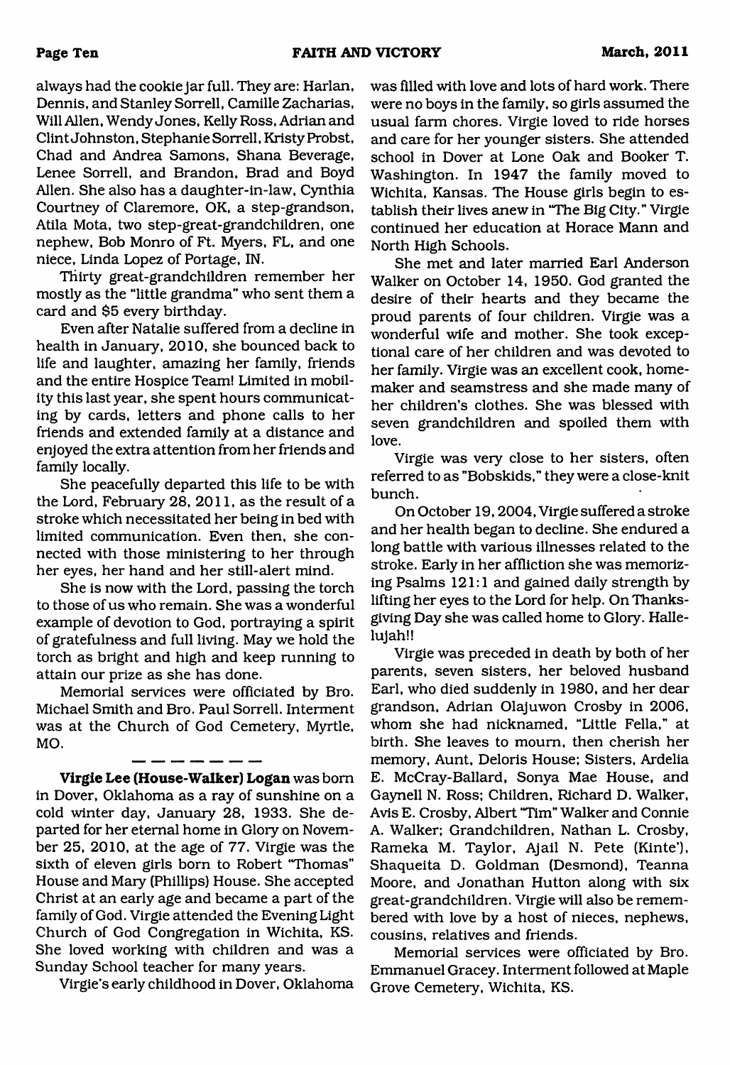always had the cookie jar full. They are: Harlan, Dennis, and Stanley Sorrell, Camille Zacharias, Will Allen, Wendy Jones, Kelly Ross, Adrian and Clint Johnston, Stephanie Sorrell, Kristy Probst, Chad and Andrea Samons, Shana Beverage, Lenee Sorrell, and Brandon, Brad and Boyd Allen. She also has a daughter-in-law, Cynthia Courtney of Claremore, OK, a step-grandson, Atila Mota, two step-great-grandchildren, one nephew, Bob Monro of Ft. Myers, FL, and one niece, Linda Lopez of Portage, IN.

Thirty great-grandchildren remember her mostly as the "little grandma" who sent them a card and $5 every birthday.

Even after Natalie suffered from a decline in health in January, 2010, she bounced back to life and laughter, amazing her family, friends and the entire Hospice Team! Limited in mobility this last year, she spent hours communicating by cards, letters and phone calls to her friends and extended family at a distance and enjoyed the extra attention from her friends and family locally.

She peacefully departed this life to be with the Lord, February 28, 2011, as the result of a stroke which necessitated her being in bed with limited communication. Even then, she connected with those ministering to her through her eyes, her hand and her still-alert mind.

She is now with the Lord, passing the torch to those of us who remain. She was a wonderful example of devotion to God, portraying a spirit of gratefulness and full living. May we hold the torch as bright and high and keep running to attain our prize as she has done.

Memorial services were officiated by Bro. Michael Smith and Bro. Paul Sorrell. Interment was at the Church of God Cemetery, Myrtle, MO.

— — — — — — —

**Virgie Lee (House-Walker) Logan** was born in Dover, Oklahoma as a ray of sunshine on a cold winter day, January 28, 1933. She departed for her eternal home in Glory on November 25, 2010, at the age of 77. Virgie was the sixth of eleven girls born to Robert "Thomas" House and Mary (Phillips) House. She accepted Christ at an early age and became a part of the family of God. Virgie attended the Evening Light Church of God Congregation in Wichita, KS. She loved working with children and was a Sunday School teacher for many years.

Virgie's early childhood in Dover, Oklahoma was filled with love and lots of hard work. There were no boys in the family, so girls assumed the usual farm chores. Virgie loved to ride horses and care for her younger sisters. She attended school in Dover at Lone Oak and Booker T. Washington. In 1947 the family moved to Wichita, Kansas. The House girls begin to establish their lives anew in "The Big City." Virgie continued her education at Horace Mann and North High Schools.

She met and later married Earl Anderson Walker on October 14, 1950. God granted the desire of their hearts and they became the proud parents of four children. Virgie was a wonderful wife and mother. She took exceptional care of her children and was devoted to her family. Virgie was an excellent cook, homemaker and seamstress and she made many of her children's clothes. She was blessed with seven grandchildren and spoiled them with love.

Virgie was very close to her sisters, often referred to as "Bobskids," they were a close-knit bunch.

On October 19, 2004, Virgie suffered a stroke and her health began to decline. She endured a long battle with various illnesses related to the stroke. Early in her affliction she was memorizing Psalms 121:1 and gained daily strength by lifting her eyes to the Lord for help. On Thanksgiving Day she was called home to Glory. Hallelujah!!

Virgie was preceded in death by both of her parents, seven sisters, her beloved husband Earl, who died suddenly in 1980, and her dear grandson, Adrian Olajuwon Crosby in 2006, whom she had nicknamed, "Little Fella," at birth. She leaves to mourn, then cherish her memory, Aunt, Deloris House; Sisters, Ardelia E. McCray-Ballard, Sonya Mae House, and Gaynell N. Ross; Children, Richard D. Walker, Avis E. Crosby, Albert "Tim" Walker and Connie A. Walker; Grandchildren, Nathan L. Crosby, Rameka M. Taylor, Ajail N. Pete (Kinte'), Shaqueita D. Goldman (Desmond), Teanna Moore, and Jonathan Hutton along with six great-grandchildren. Virgie will also be remembered with love by a host of nieces, nephews, cousins, relatives and friends.

Memorial services were officiated by Bro. Emmanuel Gracey. Interment followed at Maple Grove Cemetery, Wichita, KS.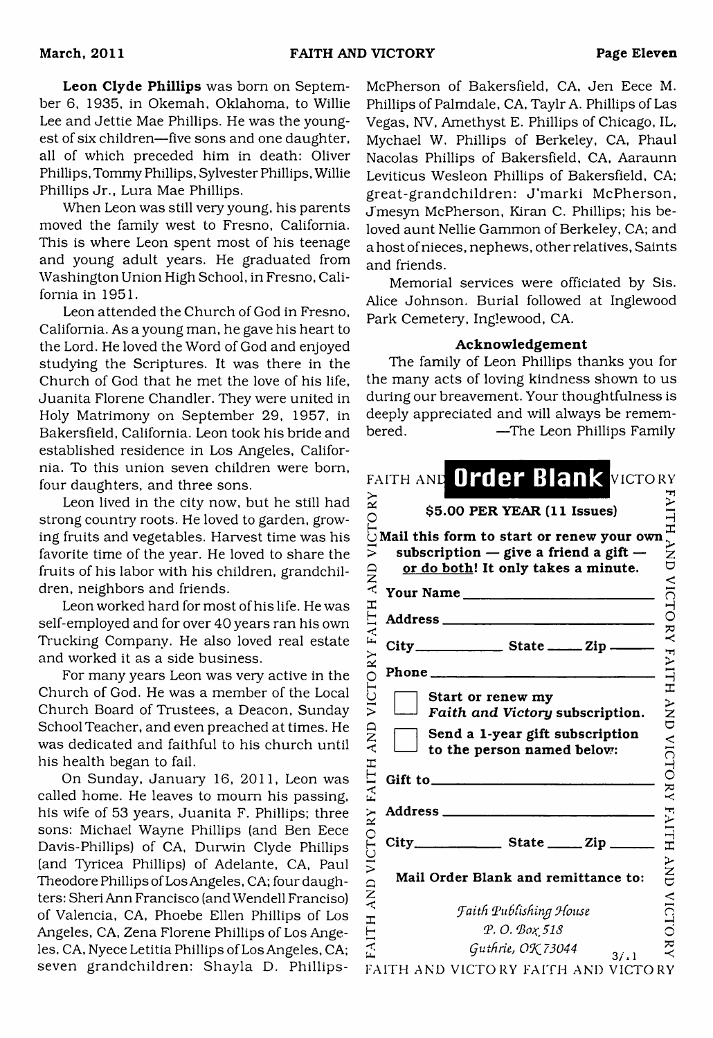**Leon Clyde Phillips** was born on September 6, 1935, in Okemah, Oklahoma, to Willie Lee and Jettie Mae Phillips. He was the youngest of six children—five sons and one daughter, all of which preceded him in death: Oliver Phillips, Tommy Phillips, Sylvester Phillips, Willie Phillips Jr., Lura Mae Phillips.

When Leon was still very young, his parents moved the family west to Fresno, California. This is where Leon spent most of his teenage and young adult years. He graduated from Washington Union High School, in Fresno, California in 1951.

Leon attended the Church of God in Fresno, California. As a young man, he gave his heart to the Lord. He loved the Word of God and enjoyed studying the Scriptures. It was there in the Church of God that he met the love of his life, Juanita Florene Chandler. They were united in Holy Matrimony on September 29, 1957, in Bakersfield, California. Leon took his bride and established residence in Los Angeles, California. To this union seven children were born, four daughters, and three sons.

Leon lived in the city now, but he still had strong country roots. He loved to garden, growing fruits and vegetables. Harvest time was his favorite time of the year. He loved to share the fruits of his labor with his children, grandchildren, neighbors and friends.

Leon worked hard for most of his life. He was self-employed and for over 40 years ran his own Trucking Company. He also loved real estate and worked it as a side business.

For many years Leon was very active in the Church of God. He was a member of the Local Church Board of Trustees, a Deacon, Sunday School Teacher, and even preached at times. He was dedicated and faithful to his church until his health began to fail.

On Sunday, January 16, 2011, Leon was called home. He leaves to mourn his passing, his wife of 53 years, Juanita F. Phillips; three sons: Michael Wayne Phillips (and Ben Eece Davis-Phillips) of CA, Durwin Clyde Phillips (and Tyricea Phillips) of Adelante, CA, Paul Theodore Phillips of Los Angeles, CA; four daughters: Sheri Ann Francisco (and Wendell Francisco) of Valencia, CA, Phoebe Ellen Phillips of Los Angeles, CA, Zena Florene Phillips of Los Angeles, CA, Nyece Letitia Phillips of Los Angeles, CA; seven grandchildren: Shayla D. Phillips-McPherson of Bakersfield, CA, Jen Eece M. Phillips of Palmdale, CA, Taylr A. Phillips of Las Vegas, NV, Amethyst E. Phillips of Chicago, IL, Mychael W. Phillips of Berkeley, CA, Phaul Nacolas Phillips of Bakersfield, CA, Aaraunn Leviticus Wesleon Phillips of Bakersfield, CA; great-grandchildren: J'marki McPherson, J'mesyn McPherson, Kiran C. Phillips; his beloved aunt Nellie Gammon of Berkeley, CA; and a host of nieces, nephews, other relatives, Saints and friends.

Memorial services were officiated by Sis. Alice Johnson. Burial followed at Inglewood Park Cemetery, Inglewood, CA.

### Acknowledgement

The family of Leon Phillips thanks you for the many acts of loving kindness shown to us during our breavement. Your thoughtfulness is deeply appreciated and will always be remembered. —The Leon Phillips Family

---

## Order Blank

**$5.00 PER YEAR (11 Issues)**

**Mail this form to start or renew your own subscription — give a friend a gift — or do both! It only takes a minute.**

**Your Name** ____________________

**Address** ____________________

**City** __________ **State** _____ **Zip** _____

**Phone** ____________________

☐ **Start or renew my *Faith and Victory* subscription.**

☐ **Send a 1-year gift subscription to the person named below:**

**Gift to** ____________________

**Address** ____________________

**City** __________ **State** _____ **Zip** _____

**Mail Order Blank and remittance to:**

*Faith Publishing House*
*P. O. Box 518*
*Guthrie, OK 73044*

3/11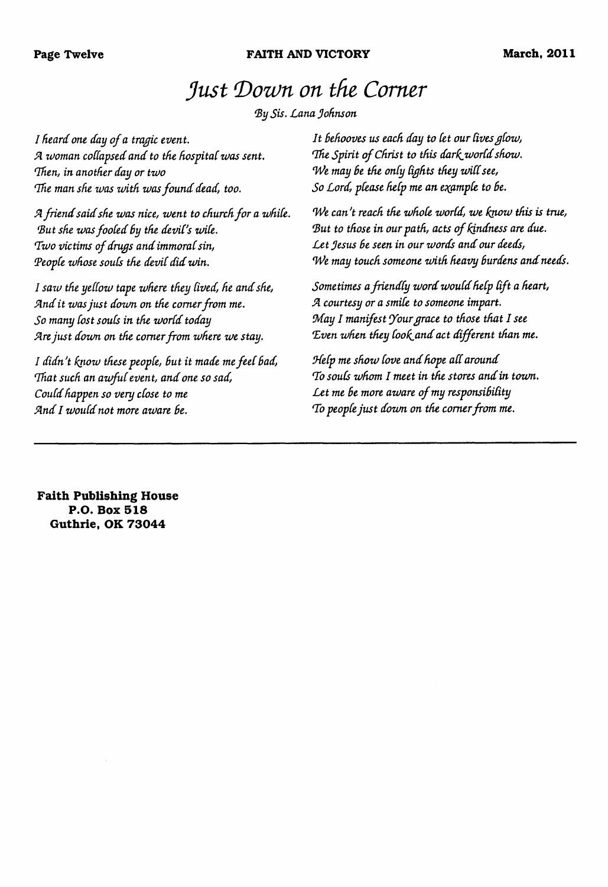# *Just Down on the Corner*

*By Sis. Lana Johnson*

*I heard one day of a tragic event.*
*A woman collapsed and to the hospital was sent.*
*Then, in another day or two*
*The man she was with was found dead, too.*

*A friend said she was nice, went to church for a while.*
*But she was fooled by the devil's wile.*
*Two victims of drugs and immoral sin,*
*People whose souls the devil did win.*

*I saw the yellow tape where they lived, he and she,*
*And it was just down on the corner from me.*
*So many lost souls in the world today*
*Are just down on the corner from where we stay.*

*I didn't know these people, but it made me feel bad,*
*That such an awful event, and one so sad,*
*Could happen so very close to me*
*And I would not more aware be.*

*It behooves us each day to let our lives glow,*
*The Spirit of Christ to this dark world show.*
*We may be the only lights they will see,*
*So Lord, please help me an example to be.*

*We can't reach the whole world, we know this is true,*
*But to those in our path, acts of kindness are due.*
*Let Jesus be seen in our words and our deeds,*
*We may touch someone with heavy burdens and needs.*

*Sometimes a friendly word would help lift a heart,*
*A courtesy or a smile to someone impart.*
*May I manifest Your grace to those that I see*
*Even when they look and act different than me.*

*Help me show love and hope all around*
*To souls whom I meet in the stores and in town.*
*Let me be more aware of my responsibility*
*To people just down on the corner from me.*

---

**Faith Publishing House**
**P.O. Box 518**
**Guthrie, OK 73044**